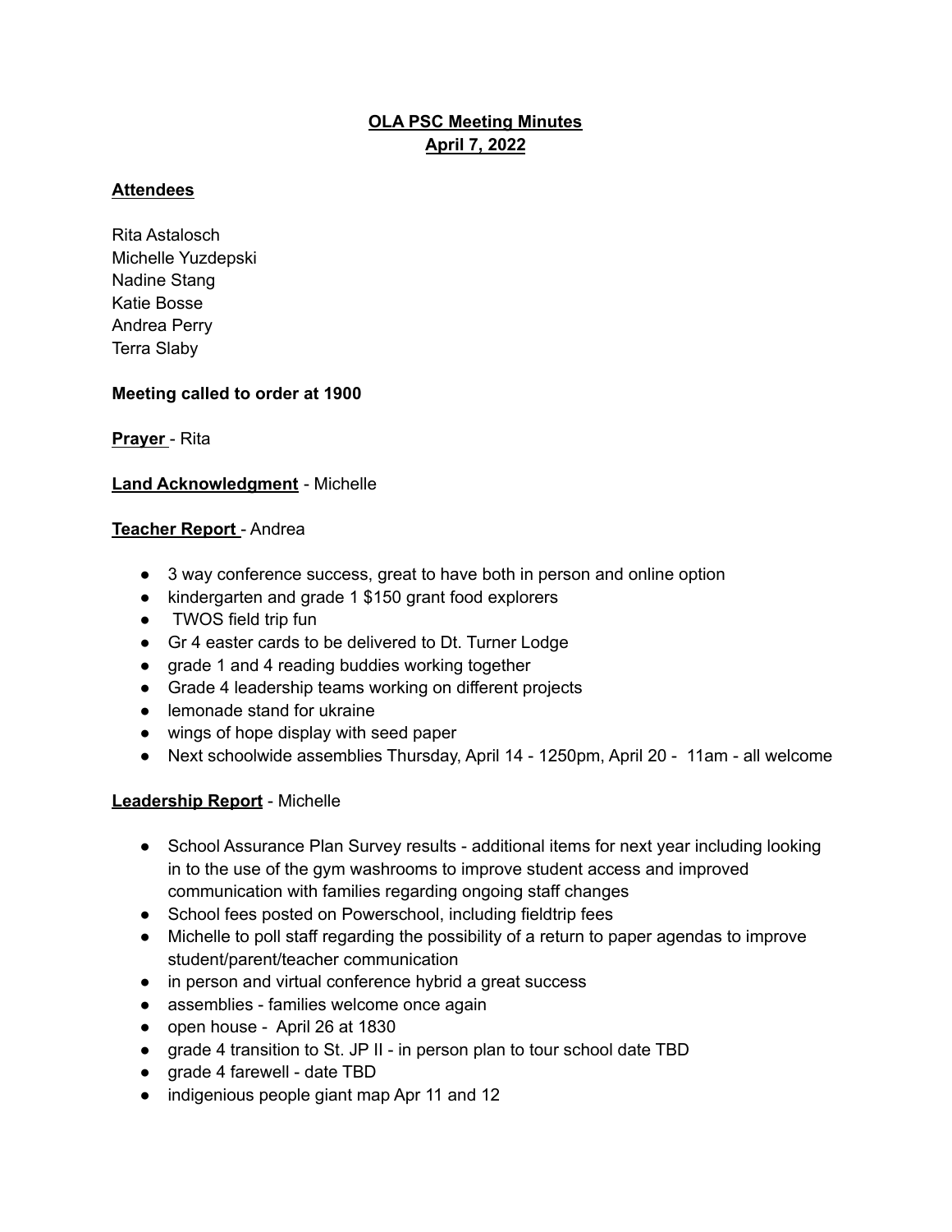# OLA PSC Meeting Minutes
## April 7, 2022

**Attendees**

Rita Astalosch
Michelle Yuzdepski
Nadine Stang
Katie Bosse
Andrea Perry
Terra Slaby

**Meeting called to order at 1900**

**Prayer** - Rita

**Land Acknowledgment** - Michelle

**Teacher Report** - Andrea

- 3 way conference success, great to have both in person and online option
- kindergarten and grade 1 $150 grant food explorers
- TWOS field trip fun
- Gr 4 easter cards to be delivered to Dt. Turner Lodge
- grade 1 and 4 reading buddies working together
- Grade 4 leadership teams working on different projects
- lemonade stand for ukraine
- wings of hope display with seed paper
- Next schoolwide assemblies Thursday, April 14 - 1250pm, April 20 - 11am - all welcome

**Leadership Report** - Michelle

- School Assurance Plan Survey results - additional items for next year including looking in to the use of the gym washrooms to improve student access and improved communication with families regarding ongoing staff changes
- School fees posted on Powerschool, including fieldtrip fees
- Michelle to poll staff regarding the possibility of a return to paper agendas to improve student/parent/teacher communication
- in person and virtual conference hybrid a great success
- assemblies - families welcome once again
- open house - April 26 at 1830
- grade 4 transition to St. JP II - in person plan to tour school date TBD
- grade 4 farewell - date TBD
- indigenious people giant map Apr 11 and 12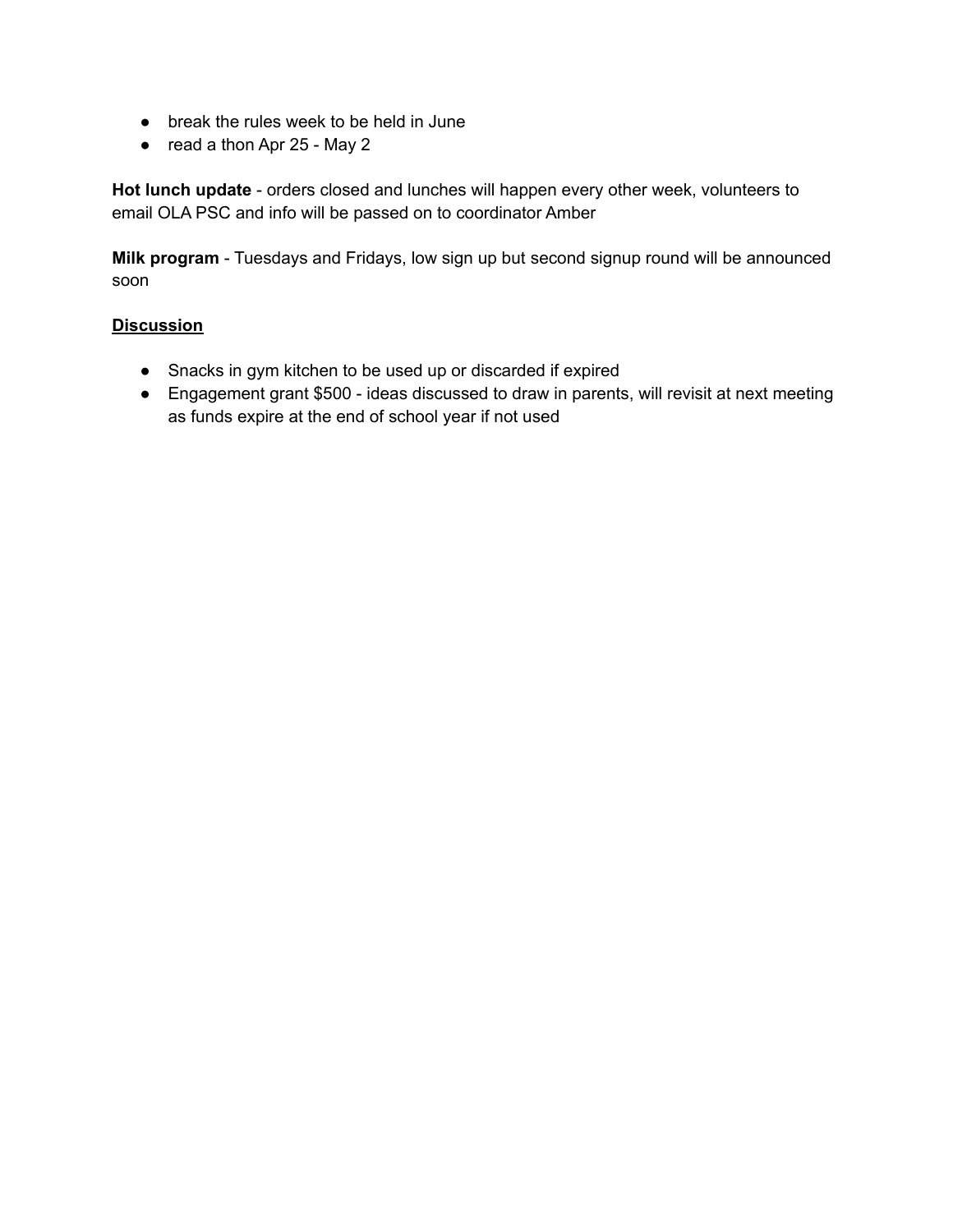- break the rules week to be held in June
- read a thon Apr 25 - May 2

**Hot lunch update** - orders closed and lunches will happen every other week, volunteers to email OLA PSC and info will be passed on to coordinator Amber

**Milk program** - Tuesdays and Fridays, low sign up but second signup round will be announced soon

<u>**Discussion**</u>

- Snacks in gym kitchen to be used up or discarded if expired
- Engagement grant $500 - ideas discussed to draw in parents, will revisit at next meeting as funds expire at the end of school year if not used